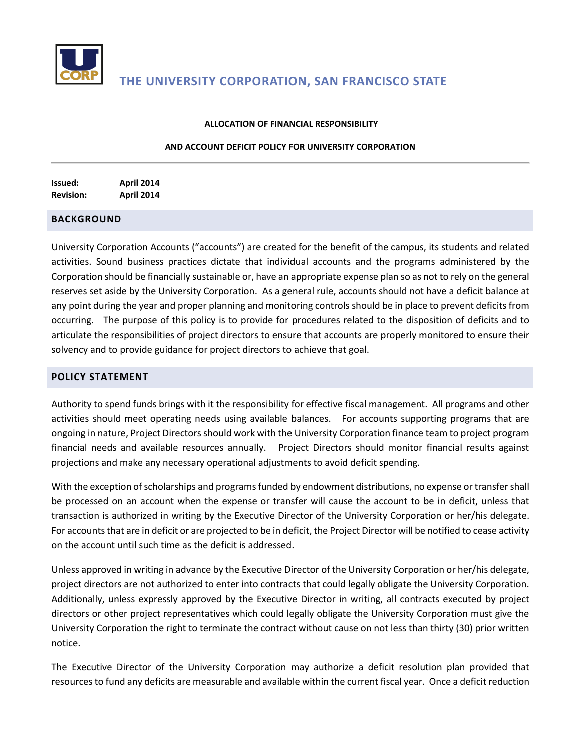# THE UNIVERSITY CORPORATION, SAN FRANCISCO STATE

**ALLOCATION OF FINANCIAL RESPONSIBILITY**

**AND ACCOUNT DEFICIT POLICY FOR UNIVERSITY CORPORATION**

---

**Issued:** **April 2014**
**Revision:** **April 2014**

## BACKGROUND

University Corporation Accounts ("accounts") are created for the benefit of the campus, its students and related activities. Sound business practices dictate that individual accounts and the programs administered by the Corporation should be financially sustainable or, have an appropriate expense plan so as not to rely on the general reserves set aside by the University Corporation. As a general rule, accounts should not have a deficit balance at any point during the year and proper planning and monitoring controls should be in place to prevent deficits from occurring. The purpose of this policy is to provide for procedures related to the disposition of deficits and to articulate the responsibilities of project directors to ensure that accounts are properly monitored to ensure their solvency and to provide guidance for project directors to achieve that goal.

## POLICY STATEMENT

Authority to spend funds brings with it the responsibility for effective fiscal management. All programs and other activities should meet operating needs using available balances. For accounts supporting programs that are ongoing in nature, Project Directors should work with the University Corporation finance team to project program financial needs and available resources annually. Project Directors should monitor financial results against projections and make any necessary operational adjustments to avoid deficit spending.

With the exception of scholarships and programs funded by endowment distributions, no expense or transfer shall be processed on an account when the expense or transfer will cause the account to be in deficit, unless that transaction is authorized in writing by the Executive Director of the University Corporation or her/his delegate. For accounts that are in deficit or are projected to be in deficit, the Project Director will be notified to cease activity on the account until such time as the deficit is addressed.

Unless approved in writing in advance by the Executive Director of the University Corporation or her/his delegate, project directors are not authorized to enter into contracts that could legally obligate the University Corporation. Additionally, unless expressly approved by the Executive Director in writing, all contracts executed by project directors or other project representatives which could legally obligate the University Corporation must give the University Corporation the right to terminate the contract without cause on not less than thirty (30) prior written notice.

The Executive Director of the University Corporation may authorize a deficit resolution plan provided that resources to fund any deficits are measurable and available within the current fiscal year. Once a deficit reduction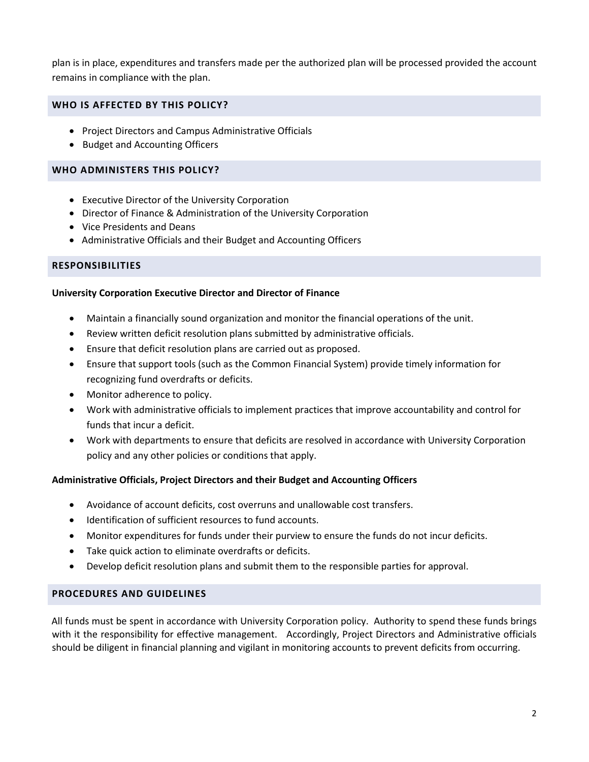plan is in place, expenditures and transfers made per the authorized plan will be processed provided the account remains in compliance with the plan.

## WHO IS AFFECTED BY THIS POLICY?

- Project Directors and Campus Administrative Officials
- Budget and Accounting Officers

## WHO ADMINISTERS THIS POLICY?

- Executive Director of the University Corporation
- Director of Finance & Administration of the University Corporation
- Vice Presidents and Deans
- Administrative Officials and their Budget and Accounting Officers

## RESPONSIBILITIES

**University Corporation Executive Director and Director of Finance**

- Maintain a financially sound organization and monitor the financial operations of the unit.
- Review written deficit resolution plans submitted by administrative officials.
- Ensure that deficit resolution plans are carried out as proposed.
- Ensure that support tools (such as the Common Financial System) provide timely information for recognizing fund overdrafts or deficits.
- Monitor adherence to policy.
- Work with administrative officials to implement practices that improve accountability and control for funds that incur a deficit.
- Work with departments to ensure that deficits are resolved in accordance with University Corporation policy and any other policies or conditions that apply.

**Administrative Officials, Project Directors and their Budget and Accounting Officers**

- Avoidance of account deficits, cost overruns and unallowable cost transfers.
- Identification of sufficient resources to fund accounts.
- Monitor expenditures for funds under their purview to ensure the funds do not incur deficits.
- Take quick action to eliminate overdrafts or deficits.
- Develop deficit resolution plans and submit them to the responsible parties for approval.

## PROCEDURES AND GUIDELINES

All funds must be spent in accordance with University Corporation policy. Authority to spend these funds brings with it the responsibility for effective management. Accordingly, Project Directors and Administrative officials should be diligent in financial planning and vigilant in monitoring accounts to prevent deficits from occurring.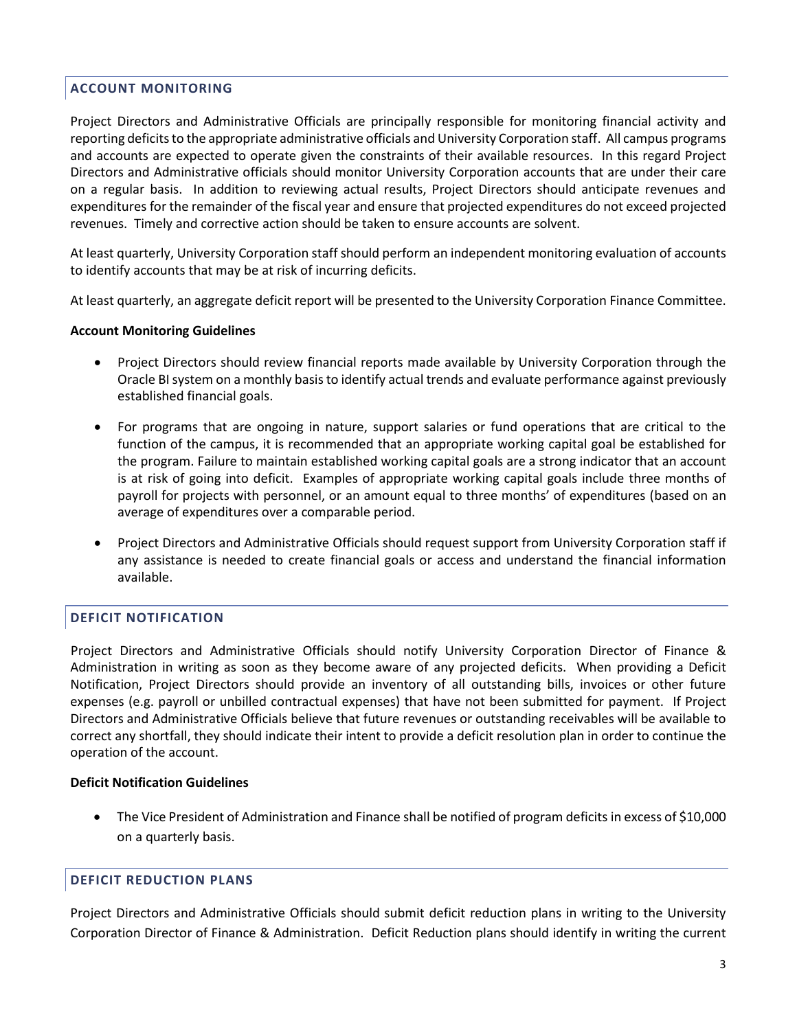## ACCOUNT MONITORING

Project Directors and Administrative Officials are principally responsible for monitoring financial activity and reporting deficits to the appropriate administrative officials and University Corporation staff. All campus programs and accounts are expected to operate given the constraints of their available resources. In this regard Project Directors and Administrative officials should monitor University Corporation accounts that are under their care on a regular basis. In addition to reviewing actual results, Project Directors should anticipate revenues and expenditures for the remainder of the fiscal year and ensure that projected expenditures do not exceed projected revenues. Timely and corrective action should be taken to ensure accounts are solvent.

At least quarterly, University Corporation staff should perform an independent monitoring evaluation of accounts to identify accounts that may be at risk of incurring deficits.

At least quarterly, an aggregate deficit report will be presented to the University Corporation Finance Committee.

**Account Monitoring Guidelines**

- Project Directors should review financial reports made available by University Corporation through the Oracle BI system on a monthly basis to identify actual trends and evaluate performance against previously established financial goals.

- For programs that are ongoing in nature, support salaries or fund operations that are critical to the function of the campus, it is recommended that an appropriate working capital goal be established for the program. Failure to maintain established working capital goals are a strong indicator that an account is at risk of going into deficit. Examples of appropriate working capital goals include three months of payroll for projects with personnel, or an amount equal to three months' of expenditures (based on an average of expenditures over a comparable period.

- Project Directors and Administrative Officials should request support from University Corporation staff if any assistance is needed to create financial goals or access and understand the financial information available.

## DEFICIT NOTIFICATION

Project Directors and Administrative Officials should notify University Corporation Director of Finance & Administration in writing as soon as they become aware of any projected deficits. When providing a Deficit Notification, Project Directors should provide an inventory of all outstanding bills, invoices or other future expenses (e.g. payroll or unbilled contractual expenses) that have not been submitted for payment. If Project Directors and Administrative Officials believe that future revenues or outstanding receivables will be available to correct any shortfall, they should indicate their intent to provide a deficit resolution plan in order to continue the operation of the account.

**Deficit Notification Guidelines**

- The Vice President of Administration and Finance shall be notified of program deficits in excess of $10,000 on a quarterly basis.

## DEFICIT REDUCTION PLANS

Project Directors and Administrative Officials should submit deficit reduction plans in writing to the University Corporation Director of Finance & Administration. Deficit Reduction plans should identify in writing the current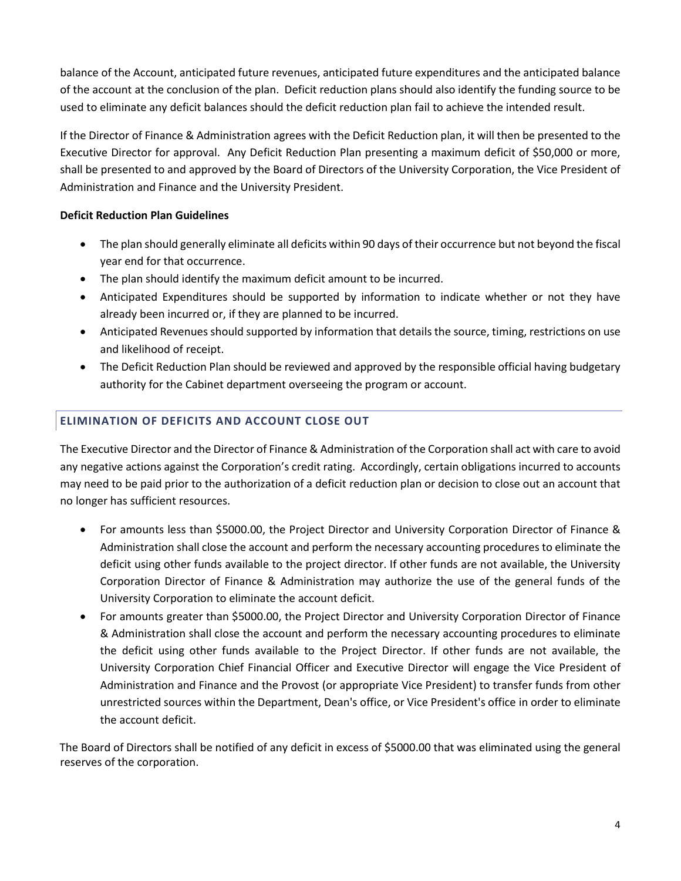balance of the Account, anticipated future revenues, anticipated future expenditures and the anticipated balance of the account at the conclusion of the plan. Deficit reduction plans should also identify the funding source to be used to eliminate any deficit balances should the deficit reduction plan fail to achieve the intended result.

If the Director of Finance & Administration agrees with the Deficit Reduction plan, it will then be presented to the Executive Director for approval. Any Deficit Reduction Plan presenting a maximum deficit of $50,000 or more, shall be presented to and approved by the Board of Directors of the University Corporation, the Vice President of Administration and Finance and the University President.

**Deficit Reduction Plan Guidelines**

- The plan should generally eliminate all deficits within 90 days of their occurrence but not beyond the fiscal year end for that occurrence.
- The plan should identify the maximum deficit amount to be incurred.
- Anticipated Expenditures should be supported by information to indicate whether or not they have already been incurred or, if they are planned to be incurred.
- Anticipated Revenues should supported by information that details the source, timing, restrictions on use and likelihood of receipt.
- The Deficit Reduction Plan should be reviewed and approved by the responsible official having budgetary authority for the Cabinet department overseeing the program or account.

## ELIMINATION OF DEFICITS AND ACCOUNT CLOSE OUT

The Executive Director and the Director of Finance & Administration of the Corporation shall act with care to avoid any negative actions against the Corporation's credit rating. Accordingly, certain obligations incurred to accounts may need to be paid prior to the authorization of a deficit reduction plan or decision to close out an account that no longer has sufficient resources.

- For amounts less than $5000.00, the Project Director and University Corporation Director of Finance & Administration shall close the account and perform the necessary accounting procedures to eliminate the deficit using other funds available to the project director. If other funds are not available, the University Corporation Director of Finance & Administration may authorize the use of the general funds of the University Corporation to eliminate the account deficit.
- For amounts greater than $5000.00, the Project Director and University Corporation Director of Finance & Administration shall close the account and perform the necessary accounting procedures to eliminate the deficit using other funds available to the Project Director. If other funds are not available, the University Corporation Chief Financial Officer and Executive Director will engage the Vice President of Administration and Finance and the Provost (or appropriate Vice President) to transfer funds from other unrestricted sources within the Department, Dean's office, or Vice President's office in order to eliminate the account deficit.

The Board of Directors shall be notified of any deficit in excess of $5000.00 that was eliminated using the general reserves of the corporation.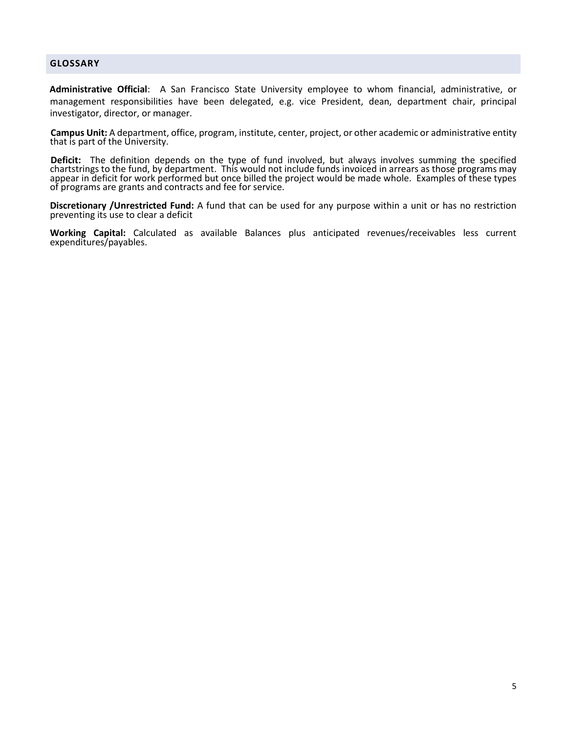## GLOSSARY

**Administrative Official**: A San Francisco State University employee to whom financial, administrative, or management responsibilities have been delegated, e.g. vice President, dean, department chair, principal investigator, director, or manager.

**Campus Unit:** A department, office, program, institute, center, project, or other academic or administrative entity that is part of the University.

**Deficit:** The definition depends on the type of fund involved, but always involves summing the specified chartstrings to the fund, by department. This would not include funds invoiced in arrears as those programs may appear in deficit for work performed but once billed the project would be made whole. Examples of these types of programs are grants and contracts and fee for service.

**Discretionary /Unrestricted Fund:** A fund that can be used for any purpose within a unit or has no restriction preventing its use to clear a deficit

**Working Capital:** Calculated as available Balances plus anticipated revenues/receivables less current expenditures/payables.